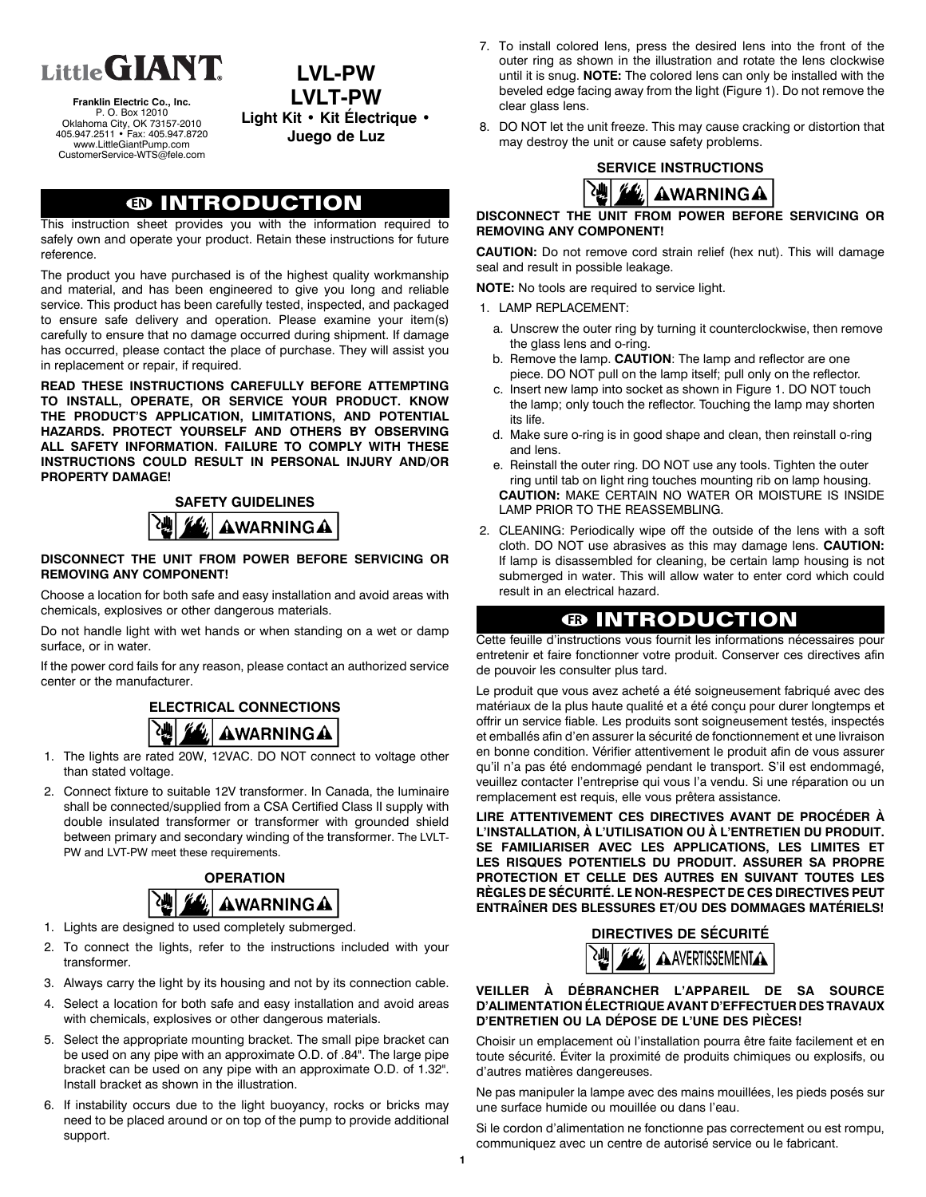Little GIANT®

Franklin Electric Co., Inc.
P. O. Box 12010
Oklahoma City, OK 73157-2010
405.947.2511 • Fax: 405.947.8720
www.LittleGiantPump.com
CustomerService-WTS@fele.com

# LVL-PW
# LVLT-PW

**Light Kit • Kit Électrique • Juego de Luz**

## EN INTRODUCTION

This instruction sheet provides you with the information required to safely own and operate your product. Retain these instructions for future reference.

The product you have purchased is of the highest quality workmanship and material, and has been engineered to give you long and reliable service. This product has been carefully tested, inspected, and packaged to ensure safe delivery and operation. Please examine your item(s) carefully to ensure that no damage occurred during shipment. If damage has occurred, please contact the place of purchase. They will assist you in replacement or repair, if required.

**READ THESE INSTRUCTIONS CAREFULLY BEFORE ATTEMPTING TO INSTALL, OPERATE, OR SERVICE YOUR PRODUCT. KNOW THE PRODUCT'S APPLICATION, LIMITATIONS, AND POTENTIAL HAZARDS. PROTECT YOURSELF AND OTHERS BY OBSERVING ALL SAFETY INFORMATION. FAILURE TO COMPLY WITH THESE INSTRUCTIONS COULD RESULT IN PERSONAL INJURY AND/OR PROPERTY DAMAGE!**

### SAFETY GUIDELINES

⚠WARNING⚠

**DISCONNECT THE UNIT FROM POWER BEFORE SERVICING OR REMOVING ANY COMPONENT!**

Choose a location for both safe and easy installation and avoid areas with chemicals, explosives or other dangerous materials.

Do not handle light with wet hands or when standing on a wet or damp surface, or in water.

If the power cord fails for any reason, please contact an authorized service center or the manufacturer.

### ELECTRICAL CONNECTIONS

⚠WARNING⚠

1. The lights are rated 20W, 12VAC. DO NOT connect to voltage other than stated voltage.
2. Connect fixture to suitable 12V transformer. In Canada, the luminaire shall be connected/supplied from a CSA Certified Class II supply with double insulated transformer or transformer with grounded shield between primary and secondary winding of the transformer. The LVLT-PW and LVT-PW meet these requirements.

### OPERATION

⚠WARNING⚠

1. Lights are designed to used completely submerged.
2. To connect the lights, refer to the instructions included with your transformer.
3. Always carry the light by its housing and by its connection cable.
4. Select a location for both safe and easy installation and avoid areas with chemicals, explosives or other dangerous materials.
5. Select the appropriate mounting bracket. The small pipe bracket can be used on any pipe with an approximate O.D. of .84". The large pipe bracket can be used on any pipe with an approximate O.D. of 1.32". Install bracket as shown in the illustration.
6. If instability occurs due to the light buoyancy, rocks or bricks may need to be placed around or on top of the pump to provide additional support.
7. To install colored lens, press the desired lens into the front of the outer ring as shown in the illustration and rotate the lens clockwise until it is snug. **NOTE:** The colored lens can only be installed with the beveled edge facing away from the light (Figure 1). Do not remove the clear glass lens.
8. DO NOT let the unit freeze. This may cause cracking or distortion that may destroy the unit or cause safety problems.

### SERVICE INSTRUCTIONS

⚠WARNING⚠

**DISCONNECT THE UNIT FROM POWER BEFORE SERVICING OR REMOVING ANY COMPONENT!**

**CAUTION:** Do not remove cord strain relief (hex nut). This will damage seal and result in possible leakage.

**NOTE:** No tools are required to service light.

1. LAMP REPLACEMENT:
   a. Unscrew the outer ring by turning it counterclockwise, then remove the glass lens and o-ring.
   b. Remove the lamp. **CAUTION**: The lamp and reflector are one piece. DO NOT pull on the lamp itself; pull only on the reflector.
   c. Insert new lamp into socket as shown in Figure 1. DO NOT touch the lamp; only touch the reflector. Touching the lamp may shorten its life.
   d. Make sure o-ring is in good shape and clean, then reinstall o-ring and lens.
   e. Reinstall the outer ring. DO NOT use any tools. Tighten the outer ring until tab on light ring touches mounting rib on lamp housing.

   **CAUTION:** MAKE CERTAIN NO WATER OR MOISTURE IS INSIDE LAMP PRIOR TO THE REASSEMBLING.
2. CLEANING: Periodically wipe off the outside of the lens with a soft cloth. DO NOT use abrasives as this may damage lens. **CAUTION:** If lamp is disassembled for cleaning, be certain lamp housing is not submerged in water. This will allow water to enter cord which could result in an electrical hazard.

## FR INTRODUCTION

Cette feuille d'instructions vous fournit les informations nécessaires pour entretenir et faire fonctionner votre produit. Conserver ces directives afin de pouvoir les consulter plus tard.

Le produit que vous avez acheté a été soigneusement fabriqué avec des matériaux de la plus haute qualité et a été conçu pour durer longtemps et offrir un service fiable. Les produits sont soigneusement testés, inspectés et emballés afin d'en assurer la sécurité de fonctionnement et une livraison en bonne condition. Vérifier attentivement le produit afin de vous assurer qu'il n'a pas été endommagé pendant le transport. S'il est endommagé, veuillez contacter l'entreprise qui vous l'a vendu. Si une réparation ou un remplacement est requis, elle vous prêtera assistance.

**LIRE ATTENTIVEMENT CES DIRECTIVES AVANT DE PROCÉDER À L'INSTALLATION, À L'UTILISATION OU À L'ENTRETIEN DU PRODUIT. SE FAMILIARISER AVEC LES APPLICATIONS, LES LIMITES ET LES RISQUES POTENTIELS DU PRODUIT. ASSURER SA PROPRE PROTECTION ET CELLE DES AUTRES EN SUIVANT TOUTES LES RÈGLES DE SÉCURITÉ. LE NON-RESPECT DE CES DIRECTIVES PEUT ENTRAÎNER DES BLESSURES ET/OU DES DOMMAGES MATÉRIELS!**

### DIRECTIVES DE SÉCURITÉ

⚠AVERTISSEMENT⚠

**VEILLER À DÉBRANCHER L'APPAREIL DE SA SOURCE D'ALIMENTATION ÉLECTRIQUE AVANT D'EFFECTUER DES TRAVAUX D'ENTRETIEN OU LA DÉPOSE DE L'UNE DES PIÈCES!**

Choisir un emplacement où l'installation pourra être faite facilement et en toute sécurité. Éviter la proximité de produits chimiques ou explosifs, ou d'autres matières dangereuses.

Ne pas manipuler la lampe avec des mains mouillées, les pieds posés sur une surface humide ou mouillée ou dans l'eau.

Si le cordon d'alimentation ne fonctionne pas correctement ou est rompu, communiquez avec un centre de autorisé service ou le fabricant.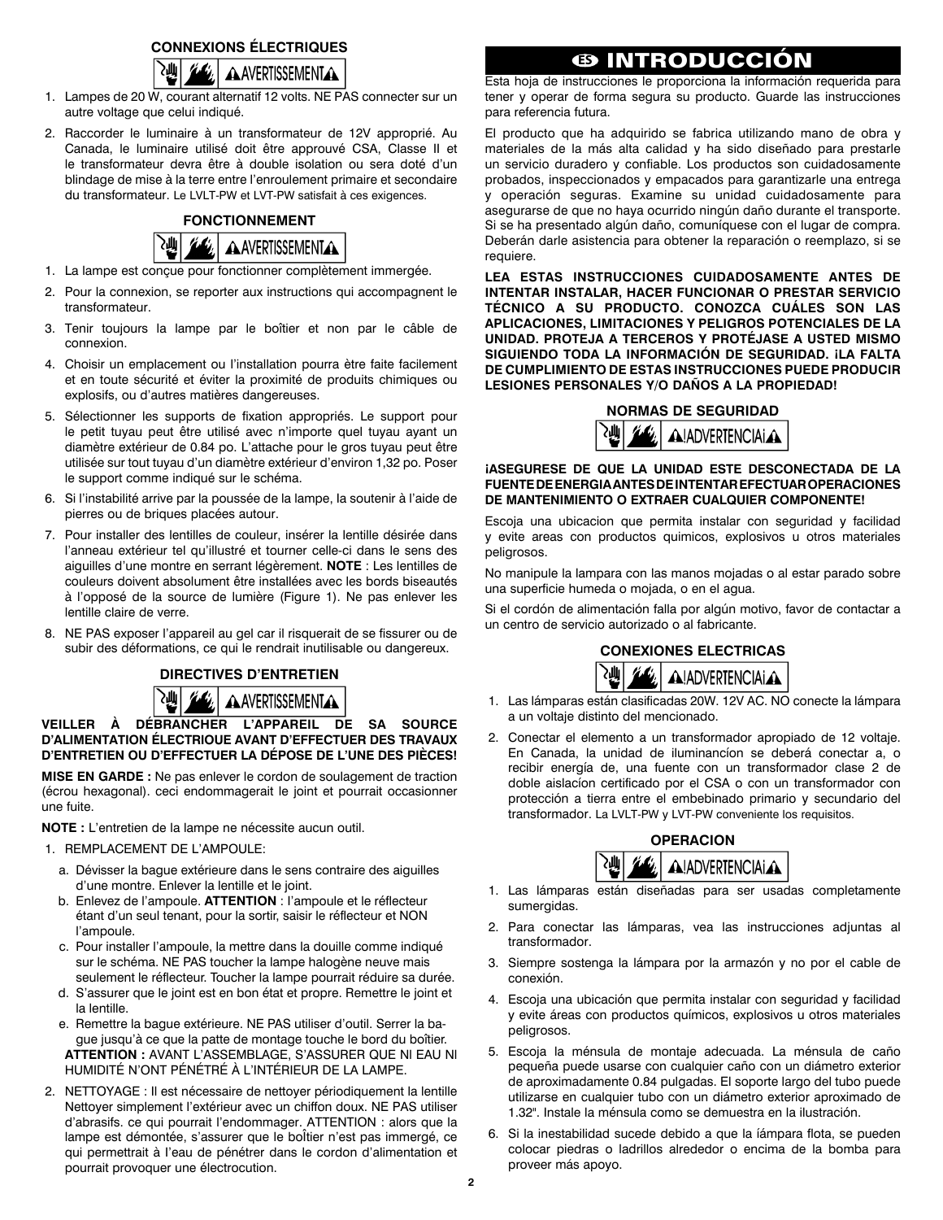### CONNEXIONS ÉLECTRIQUES

**⚠AVERTISSEMENT⚠**

1. Lampes de 20 W, courant alternatif 12 volts. NE PAS connecter sur un autre voltage que celui indiqué.
2. Raccorder le luminaire à un transformateur de 12V approprié. Au Canada, le luminaire utilisé doit être approuvé CSA, Classe II et le transformateur devra être à double isolation ou sera doté d'un blindage de mise à la terre entre l'enroulement primaire et secondaire du transformateur. Le LVLT-PW et LVT-PW satisfait à ces exigences.

### FONCTIONNEMENT

**⚠AVERTISSEMENT⚠**

1. La lampe est conçue pour fonctionner complètement immergée.
2. Pour la connexion, se reporter aux instructions qui accompagnent le transformateur.
3. Tenir toujours la lampe par le boîtier et non par le câble de connexion.
4. Choisir un emplacement ou l'installation pourra ètre faite facilement et en toute sécurité et éviter la proximité de produits chimiques ou explosifs, ou d'autres matières dangereuses.
5. Sélectionner les supports de fixation appropriés. Le support pour le petit tuyau peut être utilisé avec n'importe quel tuyau ayant un diamètre extérieur de 0.84 po. L'attache pour le gros tuyau peut être utilisée sur tout tuyau d'un diamètre extérieur d'environ 1,32 po. Poser le support comme indiqué sur le schéma.
6. Si l'instabilité arrive par la poussée de la lampe, la soutenir à l'aide de pierres ou de briques placées autour.
7. Pour installer des lentilles de couleur, insérer la lentille désirée dans l'anneau extérieur tel qu'illustré et tourner celle-ci dans le sens des aiguilles d'une montre en serrant légèrement. **NOTE** : Les lentilles de couleurs doivent absolument être installées avec les bords biseautés à l'opposé de la source de lumière (Figure 1). Ne pas enlever les lentille claire de verre.
8. NE PAS exposer l'appareil au gel car il risquerait de se fissurer ou de subir des déformations, ce qui le rendrait inutilisable ou dangereux.

### DIRECTIVES D'ENTRETIEN

**⚠AVERTISSEMENT⚠**

**VEILLER À DÉBRANCHER L'APPAREIL DE SA SOURCE D'ALIMENTATION ÉLECTRIOUE AVANT D'EFFECTUER DES TRAVAUX D'ENTRETIEN OU D'EFFECTUER LA DÉPOSE DE L'UNE DES PIÈCES!**

**MISE EN GARDE :** Ne pas enlever le cordon de soulagement de traction (écrou hexagonal). ceci endommagerait le joint et pourrait occasionner une fuite.

**NOTE :** L'entretien de la lampe ne nécessite aucun outil.

1. REMPLACEMENT DE L'AMPOULE:
   a. Dévisser la bague extérieure dans le sens contraire des aiguilles d'une montre. Enlever la lentille et le joint.
   b. Enlevez de l'ampoule. **ATTENTION** : l'ampoule et le réflecteur étant d'un seul tenant, pour la sortir, saisir le réflecteur et NON l'ampoule.
   c. Pour installer l'ampoule, la mettre dans la douille comme indiqué sur le schéma. NE PAS toucher la lampe halogène neuve mais seulement le réflecteur. Toucher la lampe pourrait réduire sa durée.
   d. S'assurer que le joint est en bon état et propre. Remettre le joint et la lentille.
   e. Remettre la bague extérieure. NE PAS utiliser d'outil. Serrer la bague jusqu'à ce que la patte de montage touche le bord du boîtier. **ATTENTION :** AVANT L'ASSEMBLAGE, S'ASSURER QUE NI EAU NI HUMIDITÉ N'ONT PÉNÉTRÉ À L'INTÉRIEUR DE LA LAMPE.
2. NETTOYAGE : Il est nécessaire de nettoyer périodiquement la lentille Nettoyer simplement l'extérieur avec un chiffon doux. NE PAS utiliser d'abrasifs. ce qui pourrait l'endommager. ATTENTION : alors que la lampe est démontée, s'assurer que le boîtier n'est pas immergé, ce qui permettrait à l'eau de pénétrer dans le cordon d'alimentation et pourrait provoquer une électrocution.

# ES INTRODUCCIÓN

Esta hoja de instrucciones le proporciona la información requerida para tener y operar de forma segura su producto. Guarde las instrucciones para referencia futura.

El producto que ha adquirido se fabrica utilizando mano de obra y materiales de la más alta calidad y ha sido diseñado para prestarle un servicio duradero y confiable. Los productos son cuidadosamente probados, inspeccionados y empacados para garantizarle una entrega y operación seguras. Examine su unidad cuidadosamente para asegurarse de que no haya ocurrido ningún daño durante el transporte. Si se ha presentado algún daño, comuníquese con el lugar de compra. Deberán darle asistencia para obtener la reparación o reemplazo, si se requiere.

**LEA ESTAS INSTRUCCIONES CUIDADOSAMENTE ANTES DE INTENTAR INSTALAR, HACER FUNCIONAR O PRESTAR SERVICIO TÉCNICO A SU PRODUCTO. CONOZCA CUÁLES SON LAS APLICACIONES, LIMITACIONES Y PELIGROS POTENCIALES DE LA UNIDAD. PROTEJA A TERCEROS Y PROTÉJASE A USTED MISMO SIGUIENDO TODA LA INFORMACIÓN DE SEGURIDAD. ¡LA FALTA DE CUMPLIMIENTO DE ESTAS INSTRUCCIONES PUEDE PRODUCIR LESIONES PERSONALES Y/O DAÑOS A LA PROPIEDAD!**

### NORMAS DE SEGURIDAD

**⚠¡ADVERTENCIA!⚠**

**¡ASEGURESE DE QUE LA UNIDAD ESTE DESCONECTADA DE LA FUENTE DE ENERGIA ANTES DE INTENTAR EFECTUAR OPERACIONES DE MANTENIMIENTO O EXTRAER CUALQUIER COMPONENTE!**

Escoja una ubicacion que permita instalar con seguridad y facilidad y evite areas con productos quimicos, explosivos u otros materiales peligrosos.

No manipule la lampara con las manos mojadas o al estar parado sobre una superficie humeda o mojada, o en el agua.

Si el cordón de alimentación falla por algún motivo, favor de contactar a un centro de servicio autorizado o al fabricante.

### CONEXIONES ELECTRICAS

**⚠¡ADVERTENCIA!⚠**

1. Las lámparas están clasificadas 20W. 12V AC. NO conecte la lámpara a un voltaje distinto del mencionado.
2. Conectar el elemento a un transformador apropiado de 12 voltaje. En Canada, la unidad de iluminancíon se deberá conectar a, o recibir energía de, una fuente con un transformador clase 2 de doble aislacíon certificado por el CSA o con un transformador con protección a tierra entre el embebinado primario y secundario del transformador. La LVLT-PW y LVT-PW conveniente los requisitos.

### OPERACION

**⚠¡ADVERTENCIA!⚠**

1. Las lámparas están diseñadas para ser usadas completamente sumergidas.
2. Para conectar las lámparas, vea las instrucciones adjuntas al transformador.
3. Siempre sostenga la lámpara por la armazón y no por el cable de conexión.
4. Escoja una ubicación que permita instalar con seguridad y facilidad y evite áreas con productos químicos, explosivos u otros materiales peligrosos.
5. Escoja la ménsula de montaje adecuada. La ménsula de caño pequeña puede usarse con cualquier caño con un diámetro exterior de aproximadamente 0.84 pulgadas. El soporte largo del tubo puede utilizarse en cualquier tubo con un diámetro exterior aproximado de 1.32". Instale la ménsula como se demuestra en la ilustración.
6. Si la inestabilidad sucede debido a que la íámpara flota, se pueden colocar piedras o ladrillos alrededor o encima de la bomba para proveer más apoyo.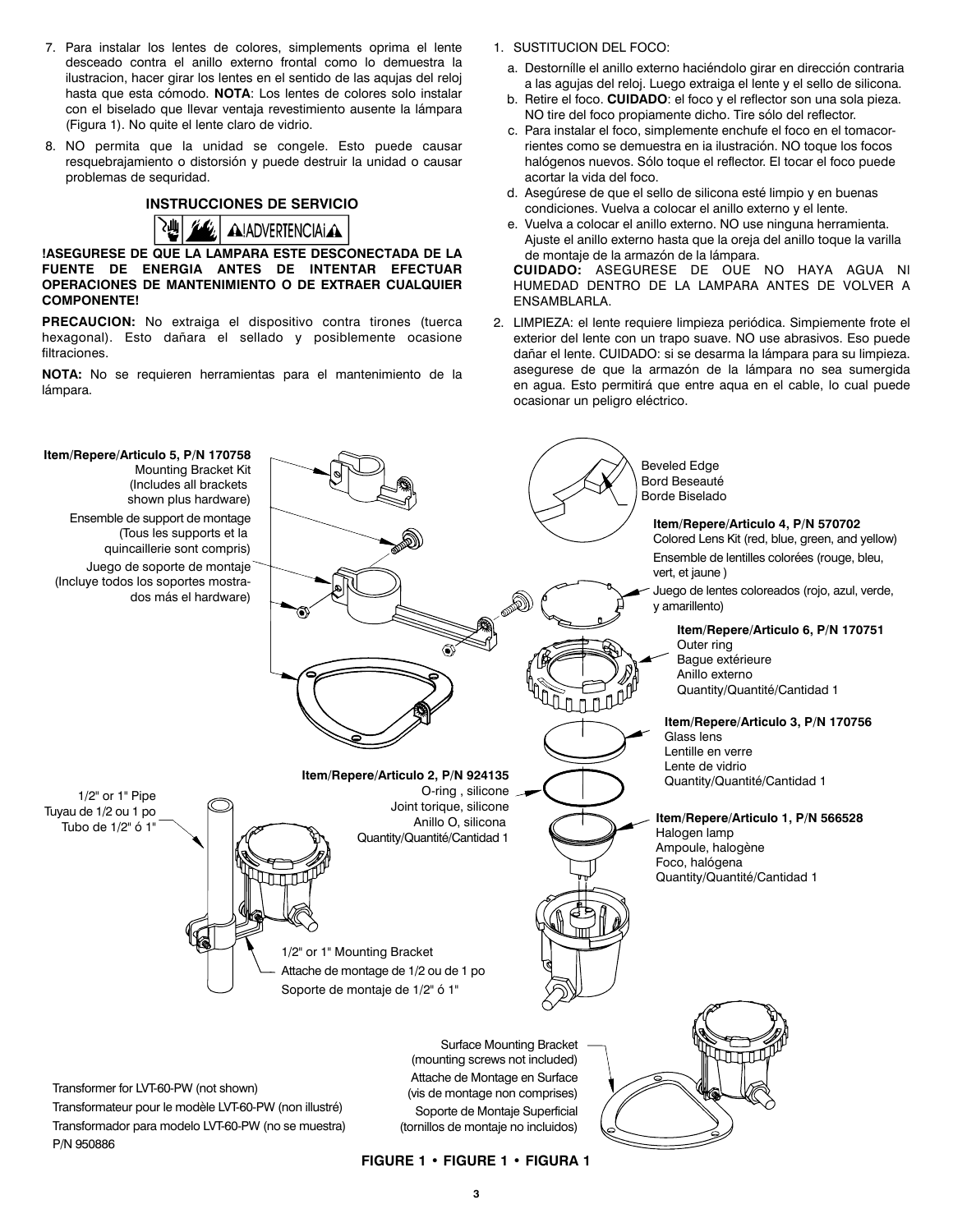7. Para instalar los lentes de colores, simplements oprima el lente desceado contra el anillo externo frontal como lo demuestra la ilustracion, hacer girar los lentes en el sentido de las aqujas del reloj hasta que esta cómodo. **NOTA**: Los lentes de colores solo instalar con el biselado que llevar ventaja revestimiento ausente la lámpara (Figura 1). No quite el lente claro de vidrio.
8. NO permita que la unidad se congele. Esto puede causar resquebrajamiento o distorsión y puede destruir la unidad o causar problemas de sequridad.

## INSTRUCCIONES DE SERVICIO

**!ADVERTENCIA!**

**!ASEGURESE DE QUE LA LAMPARA ESTE DESCONECTADA DE LA FUENTE DE ENERGIA ANTES DE INTENTAR EFECTUAR OPERACIONES DE MANTENIMIENTO O DE EXTRAER CUALQUIER COMPONENTE!**

**PRECAUCION:** No extraiga el dispositivo contra tirones (tuerca hexagonal). Esto dañara el sellado y posiblemente ocasione filtraciones.

**NOTA:** No se requieren herramientas para el mantenimiento de la lámpara.

1. SUSTITUCION DEL FOCO:
   a. Destornílle el anillo externo haciéndolo girar en dirección contraria a las agujas del reloj. Luego extraiga el lente y el sello de silicona.
   b. Retire el foco. **CUIDADO**: el foco y el reflector son una sola pieza. NO tire del foco propiamente dicho. Tire sólo del reflector.
   c. Para instalar el foco, simplemente enchufe el foco en el tomacorrientes como se demuestra en ia ilustración. NO toque los focos halógenos nuevos. Sólo toque el reflector. El tocar el foco puede acortar la vida del foco.
   d. Asegúrese de que el sello de silicona esté limpio y en buenas condiciones. Vuelva a colocar el anillo externo y el lente.
   e. Vuelva a colocar el anillo externo. NO use ninguna herramienta. Ajuste el anillo externo hasta que la oreja del anillo toque la varilla de montaje de la armazón de la lámpara.

   **CUIDADO:** ASEGURESE DE OUE NO HAYA AGUA NI HUMEDAD DENTRO DE LA LAMPARA ANTES DE VOLVER A ENSAMBLARLA.
2. LIMPIEZA: el lente requiere limpieza periódica. Simpiemente frote el exterior del lente con un trapo suave. NO use abrasivos. Eso puede dañar el lente. CUIDADO: si se desarma la lámpara para su limpieza. asegurese de que la armazón de la lámpara no sea sumergida en agua. Esto permitirá que entre agua en el cable, lo cual puede ocasionar un peligro eléctrico.

**Item/Repere/Articulo 5, P/N 170758**
Mounting Bracket Kit (Includes all brackets shown plus hardware)
Ensemble de support de montage (Tous les supports et la quincaillerie sont compris)
Juego de soporte de montaje (Incluye todos los soportes mostrados más el hardware)

Beveled Edge
Bord Beseauté
Borde Biselado

**Item/Repere/Articulo 4, P/N 570702**
Colored Lens Kit (red, blue, green, and yellow)
Ensemble de lentilles colorées (rouge, bleu, vert, et jaune )
Juego de lentes coloreados (rojo, azul, verde, y amarillento)

**Item/Repere/Articulo 6, P/N 170751**
Outer ring
Bague extérieure
Anillo externo
Quantity/Quantité/Cantidad 1

**Item/Repere/Articulo 3, P/N 170756**
Glass lens
Lentille en verre
Lente de vidrio
Quantity/Quantité/Cantidad 1

**Item/Repere/Articulo 2, P/N 924135**
O-ring , silicone
Joint torique, silicone
Anillo O, silicona
Quantity/Quantité/Cantidad 1

**Item/Repere/Articulo 1, P/N 566528**
Halogen lamp
Ampoule, halogène
Foco, halógena
Quantity/Quantité/Cantidad 1

1/2" or 1" Pipe
Tuyau de 1/2 ou 1 po
Tubo de 1/2" ó 1"

1/2" or 1" Mounting Bracket
Attache de montage de 1/2 ou de 1 po
Soporte de montaje de 1/2" ó 1"

Surface Mounting Bracket (mounting screws not included)
Attache de Montage en Surface (vis de montage non comprises)
Soporte de Montaje Superficial (tornillos de montaje no incluidos)

Transformer for LVT-60-PW (not shown)
Transformateur pour le modèle LVT-60-PW (non illustré)
Transformador para modelo LVT-60-PW (no se muestra)
P/N 950886

**FIGURE 1 • FIGURE 1 • FIGURA 1**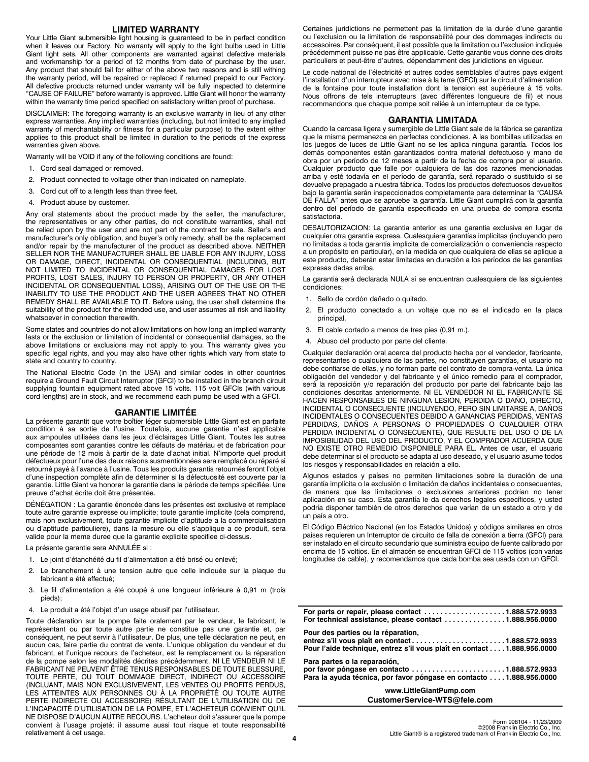## LIMITED WARRANTY

Your Little Giant submersible light housing is guaranteed to be in perfect condition when it leaves our Factory. No warranty will apply to the light bulbs used in Little Giant light sets. All other components are warranted against defective materials and workmanship for a period of 12 months from date of purchase by the user. Any product that should fail for either of the above two reasons and is still withing the warranty period, will be repaired or replaced if returned prepaid to our Factory. All defective products returned under warranty will be fully inspected to determine "CAUSE OF FAILURE" before warranty is approved. Little Giant will honor the warranty within the warranty time period specified on satisfactory written proof of purchase.

DISCLAIMER: The foregoing warranty is an exclusive warranty in lieu of any other express warranties. Any implied warranties (including, but not limited to any implied warranty of merchantability or fitness for a particular purpose) to the extent either applies to this product shall be limited in duration to the periods of the express warranties given above.

Warranty will be VOID if any of the following conditions are found:

1. Cord seal damaged or removed.
2. Product connected to voltage other than indicated on nameplate.
3. Cord cut off to a length less than three feet.
4. Product abuse by customer.

Any oral statements about the product made by the seller, the manufacturer, the representatives or any other parties, do not constitute warranties, shall not be relied upon by the user and are not part of the contract for sale. Seller's and manufacturer's only obligation, and buyer's only remedy, shall be the replacement and/or repair by the manufacturer of the product as described above. NEITHER SELLER NOR THE MANUFACTURER SHALL BE LIABLE FOR ANY INJURY, LOSS OR DAMAGE, DIRECT, INCIDENTAL OR CONSEQUENTIAL (INCLUDING, BUT NOT LIMITED TO INCIDENTAL OR CONSEQUENTIAL DAMAGES FOR LOST PROFITS, LOST SALES, INJURY TO PERSON OR PROPERTY, OR ANY OTHER INCIDENTAL OR CONSEQUENTIAL LOSS), ARISING OUT OF THE USE OR THE INABILITY TO USE THE PRODUCT AND THE USER AGREES THAT NO OTHER REMEDY SHALL BE AVAILABLE TO IT. Before using, the user shall determine the suitability of the product for the intended use, and user assumes all risk and liability whatsoever in connection therewith.

Some states and countries do not allow limitations on how long an implied warranty lasts or the exclusion or limitation of incidental or consequential damages, so the above limitations or exclusions may not apply to you. This warranty gives you specific legal rights, and you may also have other rights which vary from state to state and country to country.

The National Electric Code (in the USA) and similar codes in other countries require a Ground Fault Circuit Interrupter (GFCI) to be installed in the branch circuit supplying fountain equipment rated above 15 volts. 115 volt GFCIs (with various cord lengths) are in stock, and we recommend each pump be used with a GFCI.

## GARANTIE LIMITÉE

La présente garantit que votre boîtier léger submersible Little Giant est en parfaite condition à sa sortie de l'usine. Toutefois, aucune garantie n'est applicable aux ampoules utilisées dans les jeux d'éclairages Little Giant. Toutes les autres composantes sont garanties contre les défauts de matériau et de fabrication pour une période de 12 mois à partir de la date d'achat initial. N'importe quel produit défectueux pour l'une des deux raisons susmentionnées sera remplacé ou réparé si retourné payé à l'avance à l'usine. Tous les produits garantis retournés feront l'objet d'une inspection complète afin de déterminer si la défectuosité est couverte par la garantie. Little Giant va honorer la garantie dans la période de temps spécifiée. Une preuve d'achat écrite doit être présentée.

DÉNÉGATION : La garantie énoncée dans les présentes est exclusive et remplace toute autre garantie expresse ou implicite; toute garantie implicite (cela comprend, mais non exclusivement, toute garantie implicite d'aptitude a la commercialisation ou d'aptitude particuliere), dans la mesure ou elle s'applique a ce produit, sera valide pour la meme duree que la garantie explicite specifiee ci-dessus.

La présente garantie sera ANNULÉE si :

1. Le joint d'étanchéité du fil d'alimentation a été brisé ou enlevé;
2. Le branchement à une tension autre que celle indiquée sur la plaque du fabricant a été effectué;
3. Le fil d'alimentation a été coupé à une longueur inférieure à 0,91 m (trois pieds);
4. Le produit a été l'objet d'un usage abusif par l'utilisateur.

Toute déclaration sur la pompe faite oralement par le vendeur, le fabricant, le représentant ou par toute autre partie ne constitue pas une garantie et, par conséquent, ne peut servir à l'utilisateur. De plus, une telle déclaration ne peut, en aucun cas, faire partie du contrat de vente. L'unique obligation du vendeur et du fabricant, et l'unique recours de l'acheteur, est le remplacement ou la réparation de la pompe selon les modalités décrites précédemment. NI LE VENDEUR NI LE FABRICANT NE PEUVENT ÊTRE TENUS RESPONSABLES DE TOUTE BLESSURE, TOUTE PERTE, OU TOUT DOMMAGE DIRECT, INDIRECT OU ACCESSOIRE (INCLUANT, MAIS NON EXCLUSIVEMENT, LES VENTES OU PROFITS PERDUS, LES ATTEINTES AUX PERSONNES OU À LA PROPRIÉTÉ OU TOUTE AUTRE PERTE INDIRECTE OU ACCESSOIRE) RÉSULTANT DE L'UTILISATION OU DE L'INCAPACITÉ D'UTILISATION DE LA POMPE, ET L'ACHETEUR CONVIENT QU'IL NE DISPOSE D'AUCUN AUTRE RECOURS. L'acheteur doit s'assurer que la pompe convient à l'usage projeté; il assume aussi tout risque et toute responsabilité relativement à cet usage.

Certaines juridictions ne permettent pas la limitation de la durée d'une garantie ou l'exclusion ou la limitation de responsabilité pour des dommages indirects ou accessoires. Par conséquent, il est possible que la limitation ou l'exclusion indiquée précédemment puisse ne pas être applicable. Cette garantie vous donne des droits particuliers et peut-être d'autres, dépendamment des juridictions en vigueur.

Le code national de l'électricité et autres codes semblables d'autres pays exigent l'installation d'un interrupteur avec mise à la terre (GFCI) sur le circuit d'alimentation de la fontaine pour toute installation dont la tension est supérieure à 15 volts. Nous offrons de tels interrupteurs (avec différentes longueurs de fil) et nous recommandons que chaque pompe soit reliée à un interrupteur de ce type.

## GARANTIA LIMITADA

Cuando la carcasa ligera y sumergible de Little Giant sale de la fábrica se garantiza que la misma permanezca en perfectas condiciones. A las bombillas utilizadas en los juegos de luces de Little Giant no se les aplica ninguna garantía. Todos los demás componentes están garantizados contra material defectuoso y mano de obra por un período de 12 meses a partir de la fecha de compra por el usuario. Cualquier producto que falle por cualquiera de las dos razones mencionadas arriba y esté todavía en el período de garantía, será reparado o sustituido si se devuelve prepagado a nuestra fábrica. Todos los productos defectuosos devueltos bajo la garantía serán inspeccionados completamente para determinar la "CAUSA DE FALLA" antes que se apruebe la garantía. Little Giant cumplirá con la garantía dentro del período de garantía especificado en una prueba de compra escrita satisfactoria.

DESAUTORIZACION: La garantia anterior es una garantia exclusiva en lugar de cualquier otra garantia expresa. Cualesquiera garantías implícitas (incluyendo pero no limitadas a toda garantía implícita de comercialización o conveniencia respecto a un propósito en particular), en la medida en que cualquiera de ellas se aplique a este producto, deberán estar limitadas en duración a los períodos de las garantías expresas dadas arriba.

La garantía será declarada NULA si se encuentran cualesquiera de las siguientes condiciones:

1. Sello de cordón dañado o quitado.
2. El producto conectado a un voltaje que no es el indicado en la placa principal.
3. El cable cortado a menos de tres pies (0,91 m.).
4. Abuso del producto por parte del cliente.

Cualquier declaración oral acerca del producto hecha por el vendedor, fabricante, representantes o cualquiera de las partes, no constituyen garantías, el usuario no debe confiarse de ellas, y no forman parte del contrato de compra-venta. La única obligación del vendedor y del fabricante y el único remedio para el comprador, será la reposición y/o reparación del producto por parte del fabricante bajo las condiciones descritas anteriormente. NI EL VENDEDOR NI EL FABRICANTE SE HACEN RESPONSABLES DE NINGUNA LESION, PERDIDA O DAÑO, DIRECTO, INCIDENTAL O CONSECUENTE (INCLUYENDO, PERO SIN LIMITARSE A, DAÑOS INCIDENTALES O CONSECUENTES DEBIDO A GANANCIAS PERDIDAS, VENTAS PERDIDAS, DAÑOS A PERSONAS O PROPIEDADES O CUALQUIER OTRA PERDIDA INCIDENTAL O CONSECUENTE), QUE RESULTE DEL USO O DE LA IMPOSIBILIDAD DEL USO DEL PRODUCTO, Y EL COMPRADOR ACUERDA QUE NO EXISTE OTRO REMEDIO DISPONIBLE PARA EL. Antes de usar, el usuario debe determinar si el producto se adapta al uso deseado, y el usuario asume todos los riesgos y responsabilidades en relación a ello.

Algunos estados y países no permiten limitaciones sobre la duración de una garantía implícita o la exclusión o limitación de daños incidentales o consecuentes, de manera que las limitaciones o exclusiones anteriores podrían no tener aplicación en su caso. Esta garantía le da derechos legales específicos, y usted podría disponer también de otros derechos que varían de un estado a otro y de un país a otro.

El Código Eléctrico Nacional (en los Estados Unidos) y códigos similares en otros países requieren un Interruptor de circuito de falla de conexión a tierra (GFCI) para ser instalado en el circuito secundario que suministra equipo de fuente calibrado por encima de 15 voltios. En el almacén se encuentran GFCI de 115 voltios (con varias longitudes de cable), y recomendamos que cada bomba sea usada con un GFCI.

**For parts or repair, please contact . . . . . . . . . . . . . . . . . . . . 1.888.572.9933**
**For technical assistance, please contact . . . . . . . . . . . . . . . 1.888.956.0000**

**Pour des parties ou la réparation,**
**entrez s'il vous plaît en contact . . . . . . . . . . . . . . . . . . . . . . . 1.888.572.9933**
**Pour l'aide technique, entrez s'il vous plaît en contact . . . . 1.888.956.0000**

**Para partes o la reparación,**
**por favor póngase en contacto . . . . . . . . . . . . . . . . . . . . . . . 1.888.572.9933**
**Para la ayuda técnica, por favor póngase en contacto . . . . 1.888.956.0000**

**www.LittleGiantPump.com**
**CustomerService-WTS@fele.com**

Form 998104 - 11/23/2009
©2008 Franklin Electric Co., Inc.
Little Giant® is a registered trademark of Franklin Electric Co., Inc.